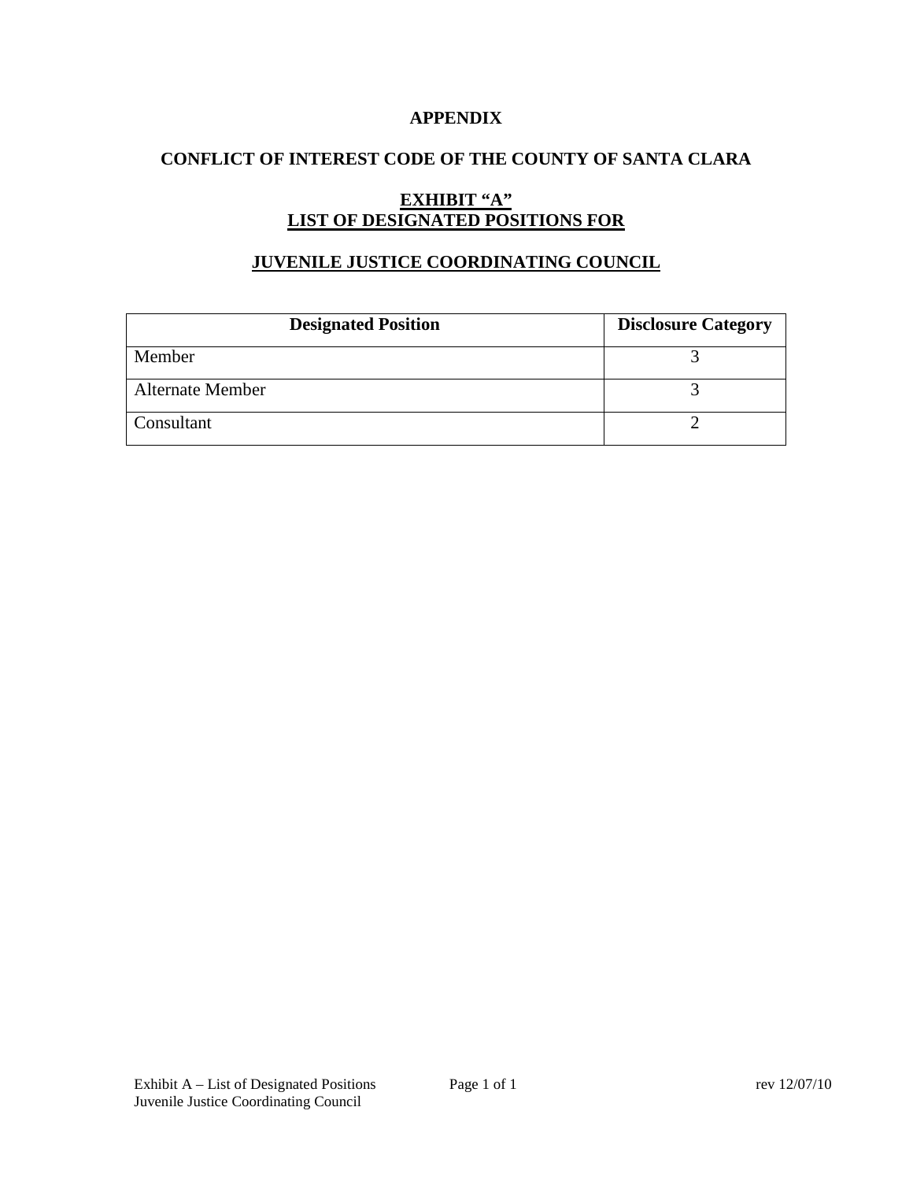# APPENDIX

## CONFLICT OF INTEREST CODE OF THE COUNTY OF SANTA CLARA

### EXHIBIT "A"
### LIST OF DESIGNATED POSITIONS FOR

### JUVENILE JUSTICE COORDINATING COUNCIL

| Designated Position | Disclosure Category |
|---|---|
| Member | 3 |
| Alternate Member | 3 |
| Consultant | 2 |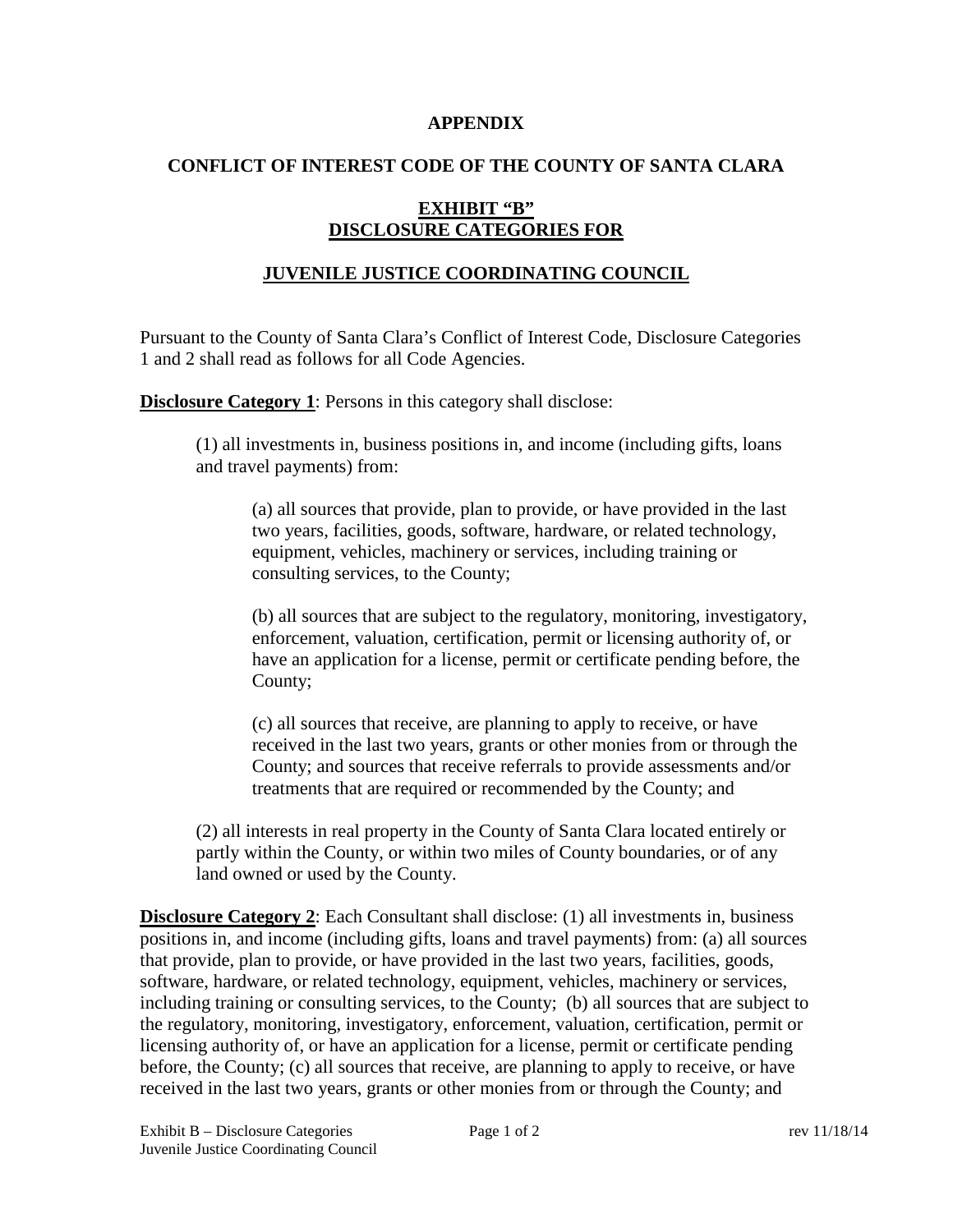**APPENDIX**

**CONFLICT OF INTEREST CODE OF THE COUNTY OF SANTA CLARA**

**EXHIBIT "B"**
**DISCLOSURE CATEGORIES FOR**

**JUVENILE JUSTICE COORDINATING COUNCIL**

Pursuant to the County of Santa Clara's Conflict of Interest Code, Disclosure Categories 1 and 2 shall read as follows for all Code Agencies.

**Disclosure Category 1**: Persons in this category shall disclose:

(1) all investments in, business positions in, and income (including gifts, loans and travel payments) from:

(a) all sources that provide, plan to provide, or have provided in the last two years, facilities, goods, software, hardware, or related technology, equipment, vehicles, machinery or services, including training or consulting services, to the County;

(b) all sources that are subject to the regulatory, monitoring, investigatory, enforcement, valuation, certification, permit or licensing authority of, or have an application for a license, permit or certificate pending before, the County;

(c) all sources that receive, are planning to apply to receive, or have received in the last two years, grants or other monies from or through the County; and sources that receive referrals to provide assessments and/or treatments that are required or recommended by the County; and

(2) all interests in real property in the County of Santa Clara located entirely or partly within the County, or within two miles of County boundaries, or of any land owned or used by the County.

**Disclosure Category 2**: Each Consultant shall disclose: (1) all investments in, business positions in, and income (including gifts, loans and travel payments) from: (a) all sources that provide, plan to provide, or have provided in the last two years, facilities, goods, software, hardware, or related technology, equipment, vehicles, machinery or services, including training or consulting services, to the County; (b) all sources that are subject to the regulatory, monitoring, investigatory, enforcement, valuation, certification, permit or licensing authority of, or have an application for a license, permit or certificate pending before, the County; (c) all sources that receive, are planning to apply to receive, or have received in the last two years, grants or other monies from or through the County; and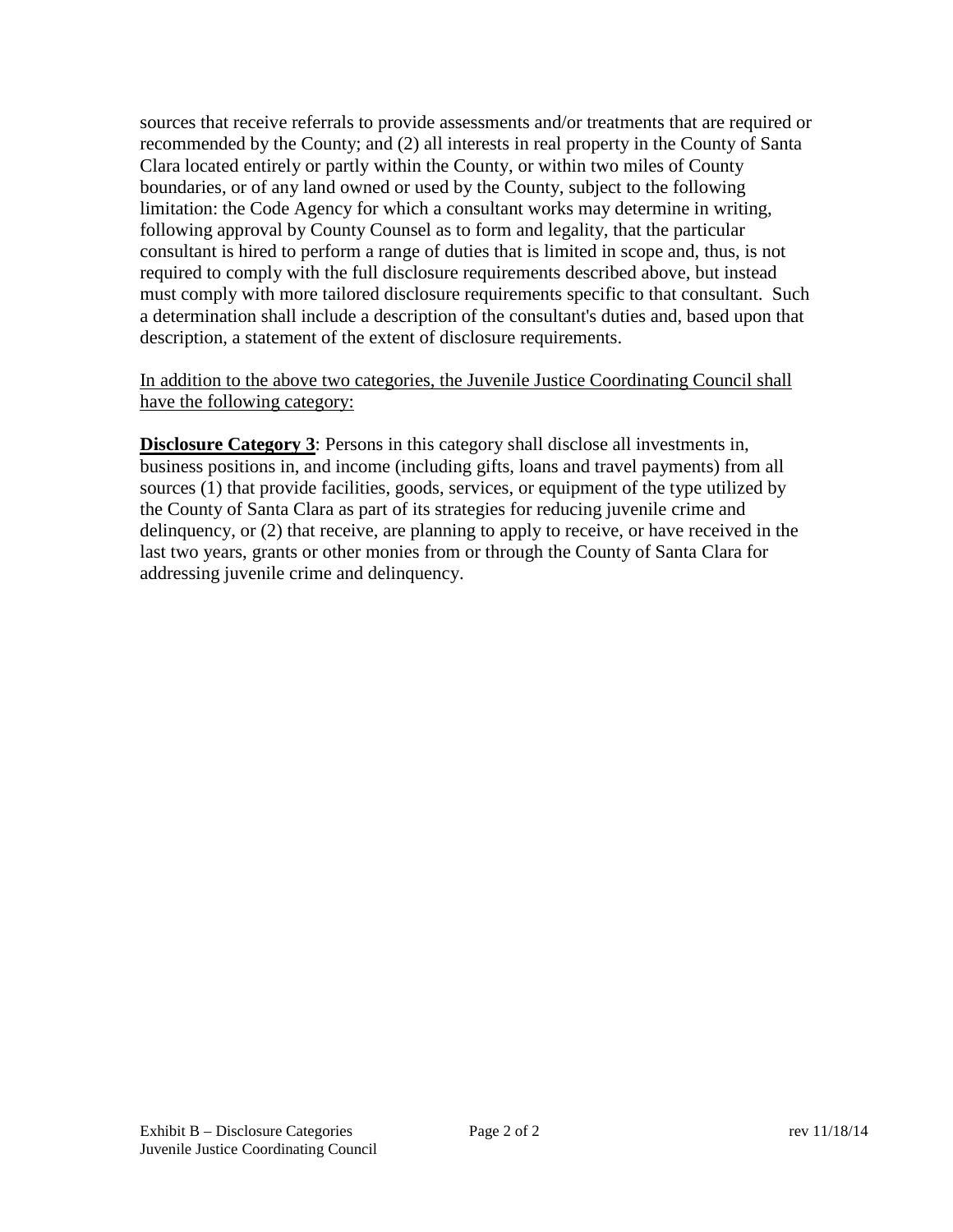sources that receive referrals to provide assessments and/or treatments that are required or recommended by the County; and (2) all interests in real property in the County of Santa Clara located entirely or partly within the County, or within two miles of County boundaries, or of any land owned or used by the County, subject to the following limitation: the Code Agency for which a consultant works may determine in writing, following approval by County Counsel as to form and legality, that the particular consultant is hired to perform a range of duties that is limited in scope and, thus, is not required to comply with the full disclosure requirements described above, but instead must comply with more tailored disclosure requirements specific to that consultant. Such a determination shall include a description of the consultant's duties and, based upon that description, a statement of the extent of disclosure requirements.

<u>In addition to the above two categories, the Juvenile Justice Coordinating Council shall have the following category:</u>

**<u>Disclosure Category 3</u>**: Persons in this category shall disclose all investments in, business positions in, and income (including gifts, loans and travel payments) from all sources (1) that provide facilities, goods, services, or equipment of the type utilized by the County of Santa Clara as part of its strategies for reducing juvenile crime and delinquency, or (2) that receive, are planning to apply to receive, or have received in the last two years, grants or other monies from or through the County of Santa Clara for addressing juvenile crime and delinquency.